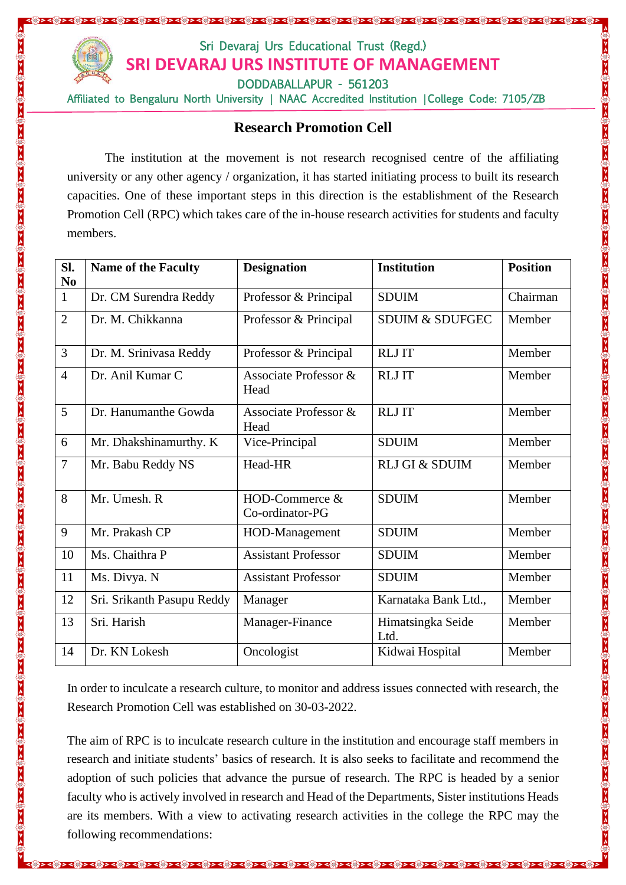Sri Devaraj Urs Educational Trust (Regd.)

# SRI DEVARAJ URS INSTITUTE OF MANAGEMENT

DODDABALLAPUR - 561203

Affiliated to Bengaluru North University | NAAC Accredited Institution |College Code: 7105/ZB

## Research Promotion Cell

The institution at the movement is not research recognised centre of the affiliating university or any other agency / organization, it has started initiating process to built its research capacities. One of these important steps in this direction is the establishment of the Research Promotion Cell (RPC) which takes care of the in-house research activities for students and faculty members.

| Sl. No | Name of the Faculty | Designation | Institution | Position |
|---|---|---|---|---|
| 1 | Dr. CM Surendra Reddy | Professor & Principal | SDUIM | Chairman |
| 2 | Dr. M. Chikkanna | Professor & Principal | SDUIM & SDUFGEC | Member |
| 3 | Dr. M. Srinivasa Reddy | Professor & Principal | RLJ IT | Member |
| 4 | Dr. Anil Kumar C | Associate Professor & Head | RLJ IT | Member |
| 5 | Dr. Hanumanthe Gowda | Associate Professor & Head | RLJ IT | Member |
| 6 | Mr. Dhakshinamurthy. K | Vice-Principal | SDUIM | Member |
| 7 | Mr. Babu Reddy NS | Head-HR | RLJ GI & SDUIM | Member |
| 8 | Mr. Umesh. R | HOD-Commerce & Co-ordinator-PG | SDUIM | Member |
| 9 | Mr. Prakash CP | HOD-Management | SDUIM | Member |
| 10 | Ms. Chaithra P | Assistant Professor | SDUIM | Member |
| 11 | Ms. Divya. N | Assistant Professor | SDUIM | Member |
| 12 | Sri. Srikanth Pasupu Reddy | Manager | Karnataka Bank Ltd., | Member |
| 13 | Sri. Harish | Manager-Finance | Himatsingka Seide Ltd. | Member |
| 14 | Dr. KN Lokesh | Oncologist | Kidwai Hospital | Member |

In order to inculcate a research culture, to monitor and address issues connected with research, the Research Promotion Cell was established on 30-03-2022.

The aim of RPC is to inculcate research culture in the institution and encourage staff members in research and initiate students' basics of research. It is also seeks to facilitate and recommend the adoption of such policies that advance the pursue of research. The RPC is headed by a senior faculty who is actively involved in research and Head of the Departments, Sister institutions Heads are its members. With a view to activating research activities in the college the RPC may the following recommendations: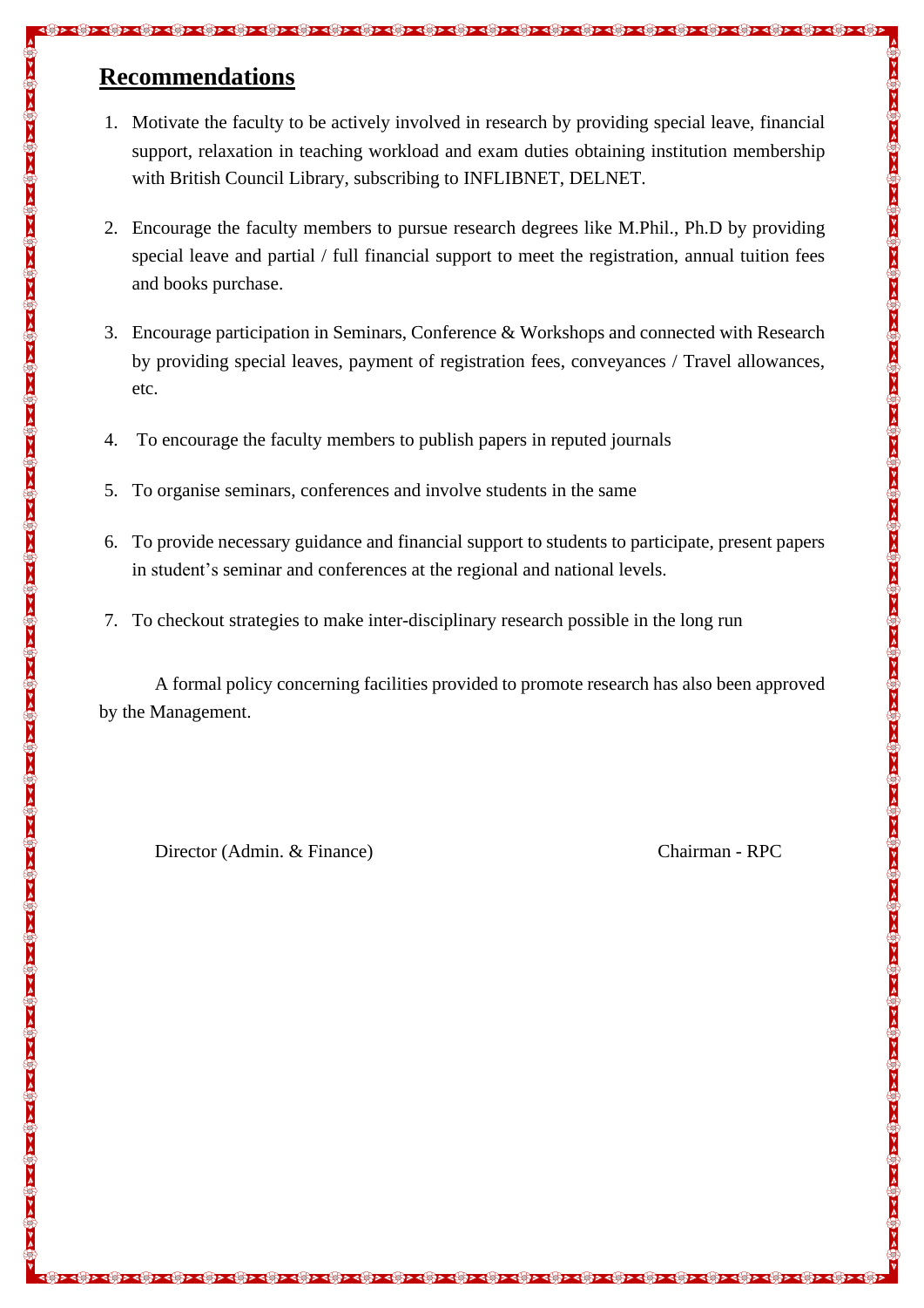## Recommendations

1. Motivate the faculty to be actively involved in research by providing special leave, financial support, relaxation in teaching workload and exam duties obtaining institution membership with British Council Library, subscribing to INFLIBNET, DELNET.

2. Encourage the faculty members to pursue research degrees like M.Phil., Ph.D by providing special leave and partial / full financial support to meet the registration, annual tuition fees and books purchase.

3. Encourage participation in Seminars, Conference & Workshops and connected with Research by providing special leaves, payment of registration fees, conveyances / Travel allowances, etc.

4. To encourage the faculty members to publish papers in reputed journals

5. To organise seminars, conferences and involve students in the same

6. To provide necessary guidance and financial support to students to participate, present papers in student's seminar and conferences at the regional and national levels.

7. To checkout strategies to make inter-disciplinary research possible in the long run

A formal policy concerning facilities provided to promote research has also been approved by the Management.

Director (Admin. & Finance)

Chairman - RPC